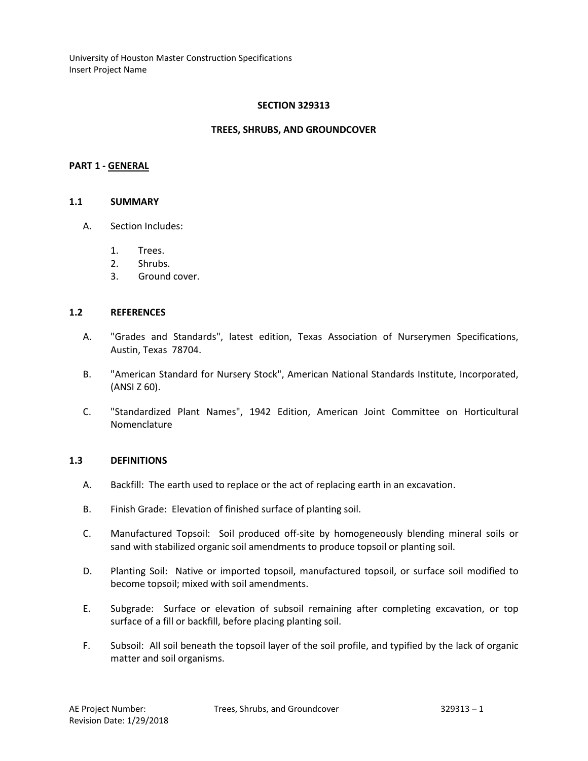University of Houston Master Construction Specifications
Insert Project Name

# SECTION 329313

# TREES, SHRUBS, AND GROUNDCOVER

## PART 1 - GENERAL

### 1.1 SUMMARY

A. Section Includes:

1. Trees.
2. Shrubs.
3. Ground cover.

### 1.2 REFERENCES

A. "Grades and Standards", latest edition, Texas Association of Nurserymen Specifications, Austin, Texas 78704.

B. "American Standard for Nursery Stock", American National Standards Institute, Incorporated, (ANSI Z 60).

C. "Standardized Plant Names", 1942 Edition, American Joint Committee on Horticultural Nomenclature

### 1.3 DEFINITIONS

A. Backfill: The earth used to replace or the act of replacing earth in an excavation.

B. Finish Grade: Elevation of finished surface of planting soil.

C. Manufactured Topsoil: Soil produced off-site by homogeneously blending mineral soils or sand with stabilized organic soil amendments to produce topsoil or planting soil.

D. Planting Soil: Native or imported topsoil, manufactured topsoil, or surface soil modified to become topsoil; mixed with soil amendments.

E. Subgrade: Surface or elevation of subsoil remaining after completing excavation, or top surface of a fill or backfill, before placing planting soil.

F. Subsoil: All soil beneath the topsoil layer of the soil profile, and typified by the lack of organic matter and soil organisms.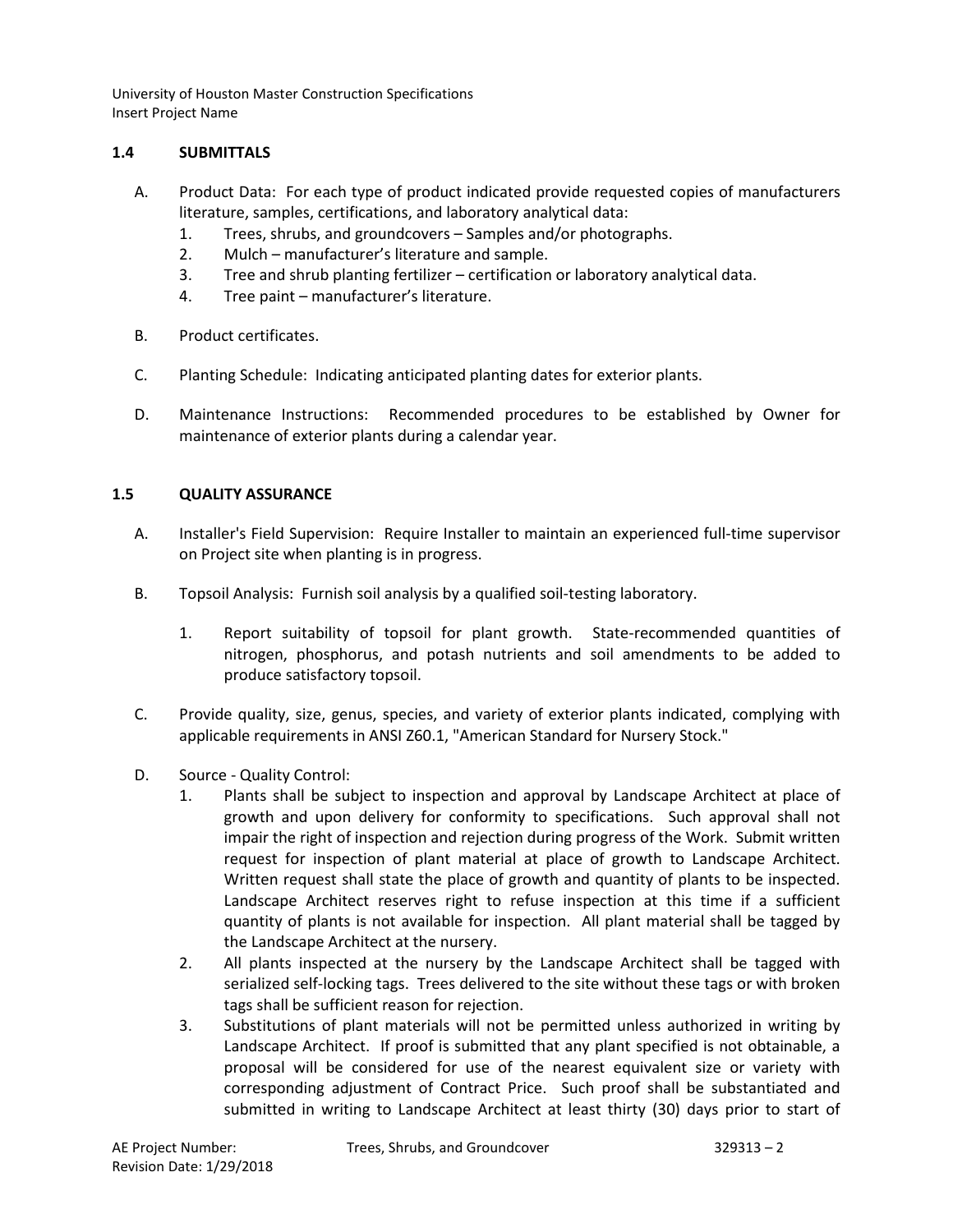### 1.4 SUBMITTALS

A. Product Data: For each type of product indicated provide requested copies of manufacturers literature, samples, certifications, and laboratory analytical data:
   1. Trees, shrubs, and groundcovers – Samples and/or photographs.
   2. Mulch – manufacturer's literature and sample.
   3. Tree and shrub planting fertilizer – certification or laboratory analytical data.
   4. Tree paint – manufacturer's literature.

B. Product certificates.

C. Planting Schedule: Indicating anticipated planting dates for exterior plants.

D. Maintenance Instructions: Recommended procedures to be established by Owner for maintenance of exterior plants during a calendar year.

### 1.5 QUALITY ASSURANCE

A. Installer's Field Supervision: Require Installer to maintain an experienced full-time supervisor on Project site when planting is in progress.

B. Topsoil Analysis: Furnish soil analysis by a qualified soil-testing laboratory.

   1. Report suitability of topsoil for plant growth. State-recommended quantities of nitrogen, phosphorus, and potash nutrients and soil amendments to be added to produce satisfactory topsoil.

C. Provide quality, size, genus, species, and variety of exterior plants indicated, complying with applicable requirements in ANSI Z60.1, "American Standard for Nursery Stock."

D. Source - Quality Control:
   1. Plants shall be subject to inspection and approval by Landscape Architect at place of growth and upon delivery for conformity to specifications. Such approval shall not impair the right of inspection and rejection during progress of the Work. Submit written request for inspection of plant material at place of growth to Landscape Architect. Written request shall state the place of growth and quantity of plants to be inspected. Landscape Architect reserves right to refuse inspection at this time if a sufficient quantity of plants is not available for inspection. All plant material shall be tagged by the Landscape Architect at the nursery.
   2. All plants inspected at the nursery by the Landscape Architect shall be tagged with serialized self-locking tags. Trees delivered to the site without these tags or with broken tags shall be sufficient reason for rejection.
   3. Substitutions of plant materials will not be permitted unless authorized in writing by Landscape Architect. If proof is submitted that any plant specified is not obtainable, a proposal will be considered for use of the nearest equivalent size or variety with corresponding adjustment of Contract Price. Such proof shall be substantiated and submitted in writing to Landscape Architect at least thirty (30) days prior to start of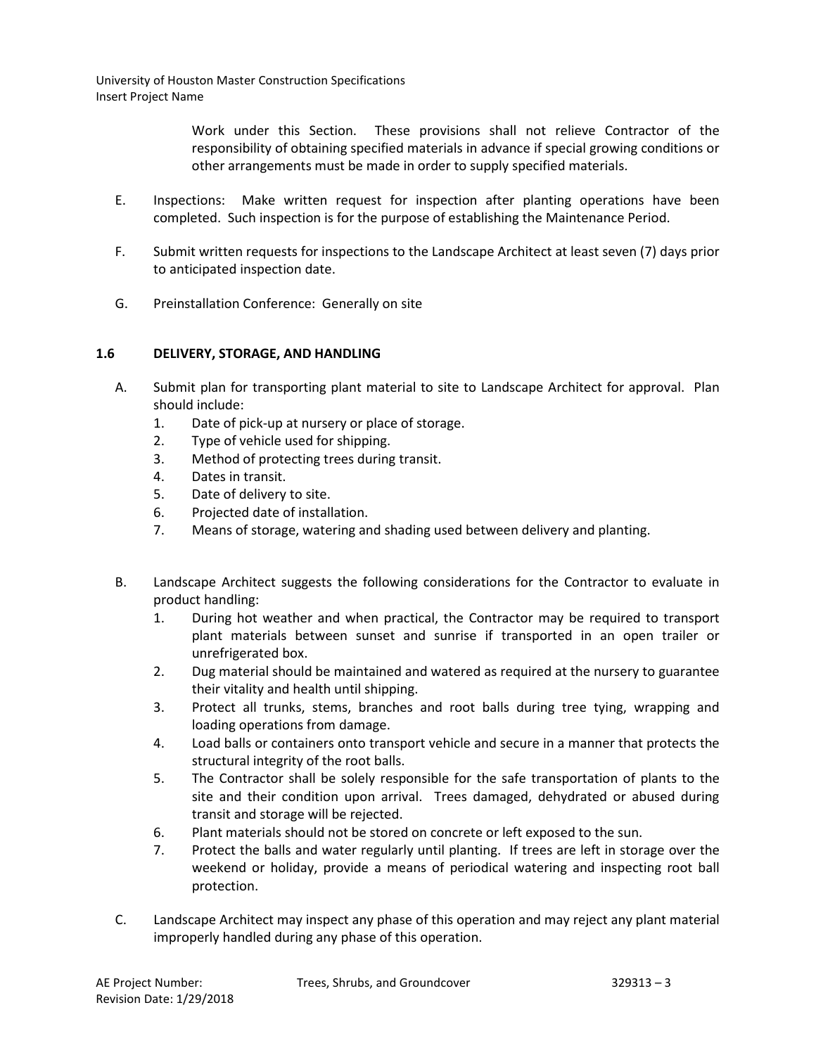Work under this Section. These provisions shall not relieve Contractor of the responsibility of obtaining specified materials in advance if special growing conditions or other arrangements must be made in order to supply specified materials.

E. Inspections: Make written request for inspection after planting operations have been completed. Such inspection is for the purpose of establishing the Maintenance Period.

F. Submit written requests for inspections to the Landscape Architect at least seven (7) days prior to anticipated inspection date.

G. Preinstallation Conference: Generally on site

### 1.6 DELIVERY, STORAGE, AND HANDLING

A. Submit plan for transporting plant material to site to Landscape Architect for approval. Plan should include:
   1. Date of pick-up at nursery or place of storage.
   2. Type of vehicle used for shipping.
   3. Method of protecting trees during transit.
   4. Dates in transit.
   5. Date of delivery to site.
   6. Projected date of installation.
   7. Means of storage, watering and shading used between delivery and planting.

B. Landscape Architect suggests the following considerations for the Contractor to evaluate in product handling:
   1. During hot weather and when practical, the Contractor may be required to transport plant materials between sunset and sunrise if transported in an open trailer or unrefrigerated box.
   2. Dug material should be maintained and watered as required at the nursery to guarantee their vitality and health until shipping.
   3. Protect all trunks, stems, branches and root balls during tree tying, wrapping and loading operations from damage.
   4. Load balls or containers onto transport vehicle and secure in a manner that protects the structural integrity of the root balls.
   5. The Contractor shall be solely responsible for the safe transportation of plants to the site and their condition upon arrival. Trees damaged, dehydrated or abused during transit and storage will be rejected.
   6. Plant materials should not be stored on concrete or left exposed to the sun.
   7. Protect the balls and water regularly until planting. If trees are left in storage over the weekend or holiday, provide a means of periodical watering and inspecting root ball protection.

C. Landscape Architect may inspect any phase of this operation and may reject any plant material improperly handled during any phase of this operation.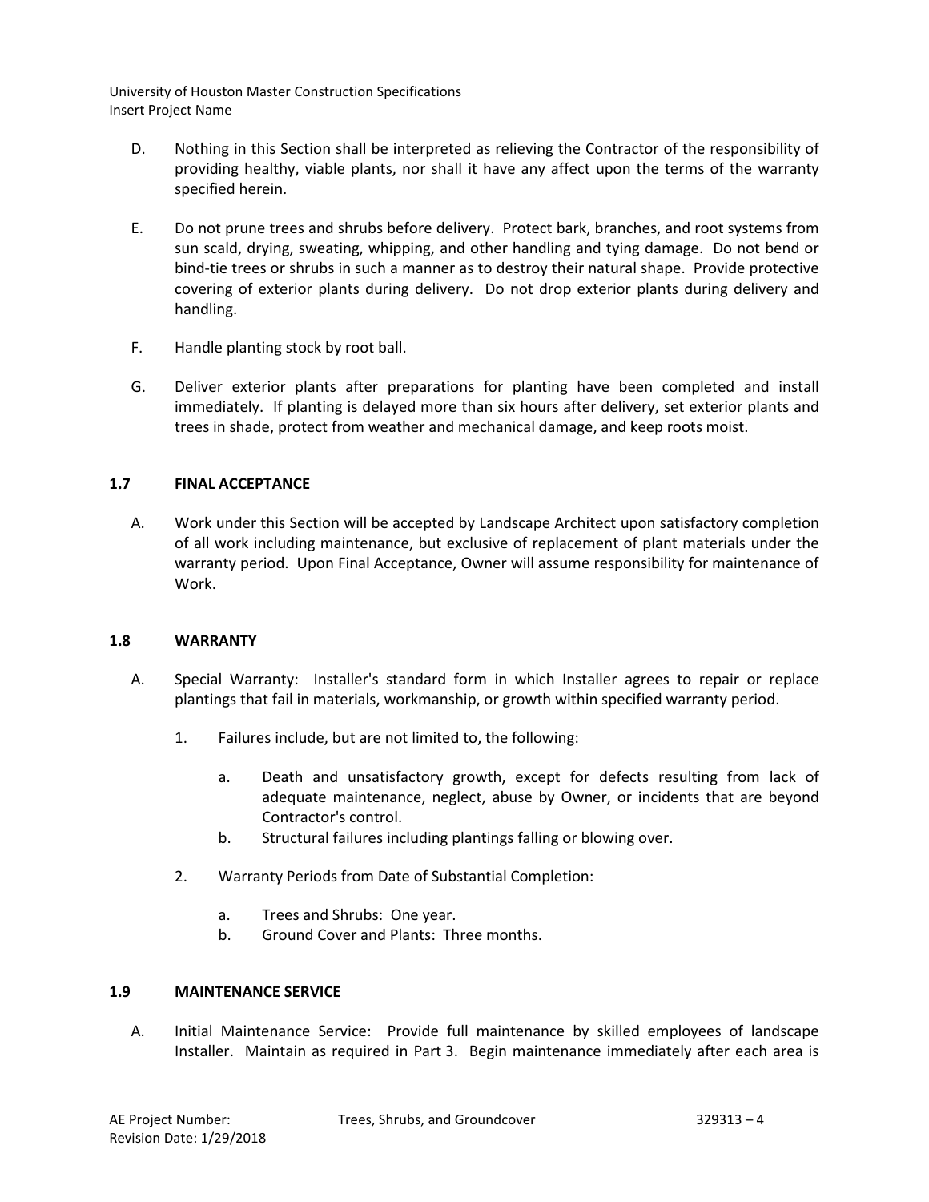D. Nothing in this Section shall be interpreted as relieving the Contractor of the responsibility of providing healthy, viable plants, nor shall it have any affect upon the terms of the warranty specified herein.

E. Do not prune trees and shrubs before delivery. Protect bark, branches, and root systems from sun scald, drying, sweating, whipping, and other handling and tying damage. Do not bend or bind-tie trees or shrubs in such a manner as to destroy their natural shape. Provide protective covering of exterior plants during delivery. Do not drop exterior plants during delivery and handling.

F. Handle planting stock by root ball.

G. Deliver exterior plants after preparations for planting have been completed and install immediately. If planting is delayed more than six hours after delivery, set exterior plants and trees in shade, protect from weather and mechanical damage, and keep roots moist.

## 1.7 FINAL ACCEPTANCE

A. Work under this Section will be accepted by Landscape Architect upon satisfactory completion of all work including maintenance, but exclusive of replacement of plant materials under the warranty period. Upon Final Acceptance, Owner will assume responsibility for maintenance of Work.

## 1.8 WARRANTY

A. Special Warranty: Installer's standard form in which Installer agrees to repair or replace plantings that fail in materials, workmanship, or growth within specified warranty period.

1. Failures include, but are not limited to, the following:

   a. Death and unsatisfactory growth, except for defects resulting from lack of adequate maintenance, neglect, abuse by Owner, or incidents that are beyond Contractor's control.

   b. Structural failures including plantings falling or blowing over.

2. Warranty Periods from Date of Substantial Completion:

   a. Trees and Shrubs: One year.

   b. Ground Cover and Plants: Three months.

## 1.9 MAINTENANCE SERVICE

A. Initial Maintenance Service: Provide full maintenance by skilled employees of landscape Installer. Maintain as required in Part 3. Begin maintenance immediately after each area is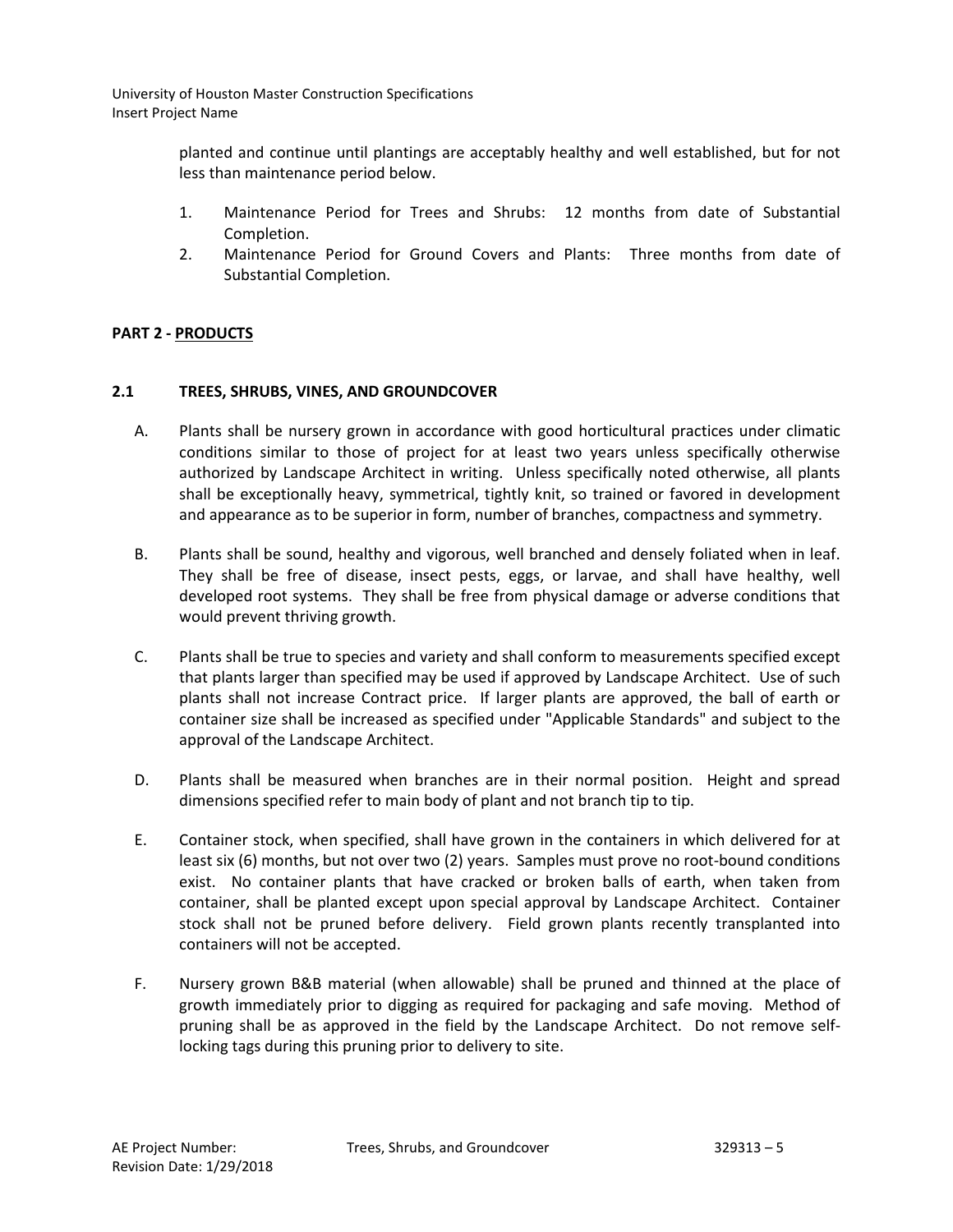planted and continue until plantings are acceptably healthy and well established, but for not less than maintenance period below.

1. Maintenance Period for Trees and Shrubs: 12 months from date of Substantial Completion.
2. Maintenance Period for Ground Covers and Plants: Three months from date of Substantial Completion.

## PART 2 - PRODUCTS

### 2.1 TREES, SHRUBS, VINES, AND GROUNDCOVER

A. Plants shall be nursery grown in accordance with good horticultural practices under climatic conditions similar to those of project for at least two years unless specifically otherwise authorized by Landscape Architect in writing. Unless specifically noted otherwise, all plants shall be exceptionally heavy, symmetrical, tightly knit, so trained or favored in development and appearance as to be superior in form, number of branches, compactness and symmetry.

B. Plants shall be sound, healthy and vigorous, well branched and densely foliated when in leaf. They shall be free of disease, insect pests, eggs, or larvae, and shall have healthy, well developed root systems. They shall be free from physical damage or adverse conditions that would prevent thriving growth.

C. Plants shall be true to species and variety and shall conform to measurements specified except that plants larger than specified may be used if approved by Landscape Architect. Use of such plants shall not increase Contract price. If larger plants are approved, the ball of earth or container size shall be increased as specified under "Applicable Standards" and subject to the approval of the Landscape Architect.

D. Plants shall be measured when branches are in their normal position. Height and spread dimensions specified refer to main body of plant and not branch tip to tip.

E. Container stock, when specified, shall have grown in the containers in which delivered for at least six (6) months, but not over two (2) years. Samples must prove no root-bound conditions exist. No container plants that have cracked or broken balls of earth, when taken from container, shall be planted except upon special approval by Landscape Architect. Container stock shall not be pruned before delivery. Field grown plants recently transplanted into containers will not be accepted.

F. Nursery grown B&B material (when allowable) shall be pruned and thinned at the place of growth immediately prior to digging as required for packaging and safe moving. Method of pruning shall be as approved in the field by the Landscape Architect. Do not remove self-locking tags during this pruning prior to delivery to site.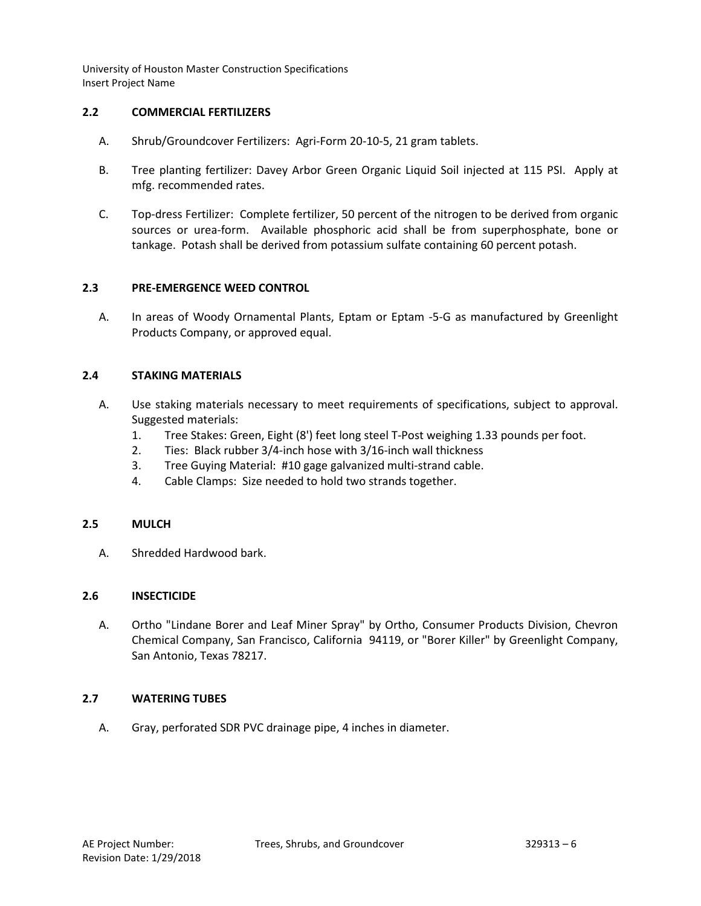### 2.2 COMMERCIAL FERTILIZERS

A. Shrub/Groundcover Fertilizers: Agri-Form 20-10-5, 21 gram tablets.

B. Tree planting fertilizer: Davey Arbor Green Organic Liquid Soil injected at 115 PSI. Apply at mfg. recommended rates.

C. Top-dress Fertilizer: Complete fertilizer, 50 percent of the nitrogen to be derived from organic sources or urea-form. Available phosphoric acid shall be from superphosphate, bone or tankage. Potash shall be derived from potassium sulfate containing 60 percent potash.

### 2.3 PRE-EMERGENCE WEED CONTROL

A. In areas of Woody Ornamental Plants, Eptam or Eptam -5-G as manufactured by Greenlight Products Company, or approved equal.

### 2.4 STAKING MATERIALS

A. Use staking materials necessary to meet requirements of specifications, subject to approval. Suggested materials:
   1. Tree Stakes: Green, Eight (8') feet long steel T-Post weighing 1.33 pounds per foot.
   2. Ties: Black rubber 3/4-inch hose with 3/16-inch wall thickness
   3. Tree Guying Material: #10 gage galvanized multi-strand cable.
   4. Cable Clamps: Size needed to hold two strands together.

### 2.5 MULCH

A. Shredded Hardwood bark.

### 2.6 INSECTICIDE

A. Ortho "Lindane Borer and Leaf Miner Spray" by Ortho, Consumer Products Division, Chevron Chemical Company, San Francisco, California 94119, or "Borer Killer" by Greenlight Company, San Antonio, Texas 78217.

### 2.7 WATERING TUBES

A. Gray, perforated SDR PVC drainage pipe, 4 inches in diameter.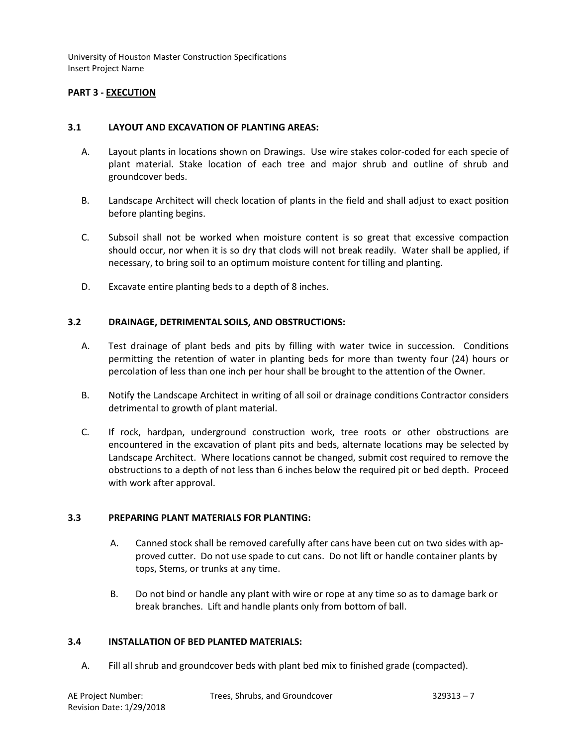## PART 3 - EXECUTION

### 3.1 LAYOUT AND EXCAVATION OF PLANTING AREAS:

A. Layout plants in locations shown on Drawings. Use wire stakes color-coded for each specie of plant material. Stake location of each tree and major shrub and outline of shrub and groundcover beds.

B. Landscape Architect will check location of plants in the field and shall adjust to exact position before planting begins.

C. Subsoil shall not be worked when moisture content is so great that excessive compaction should occur, nor when it is so dry that clods will not break readily. Water shall be applied, if necessary, to bring soil to an optimum moisture content for tilling and planting.

D. Excavate entire planting beds to a depth of 8 inches.

### 3.2 DRAINAGE, DETRIMENTAL SOILS, AND OBSTRUCTIONS:

A. Test drainage of plant beds and pits by filling with water twice in succession. Conditions permitting the retention of water in planting beds for more than twenty four (24) hours or percolation of less than one inch per hour shall be brought to the attention of the Owner.

B. Notify the Landscape Architect in writing of all soil or drainage conditions Contractor considers detrimental to growth of plant material.

C. If rock, hardpan, underground construction work, tree roots or other obstructions are encountered in the excavation of plant pits and beds, alternate locations may be selected by Landscape Architect. Where locations cannot be changed, submit cost required to remove the obstructions to a depth of not less than 6 inches below the required pit or bed depth. Proceed with work after approval.

### 3.3 PREPARING PLANT MATERIALS FOR PLANTING:

A. Canned stock shall be removed carefully after cans have been cut on two sides with approved cutter. Do not use spade to cut cans. Do not lift or handle container plants by tops, Stems, or trunks at any time.

B. Do not bind or handle any plant with wire or rope at any time so as to damage bark or break branches. Lift and handle plants only from bottom of ball.

### 3.4 INSTALLATION OF BED PLANTED MATERIALS:

A. Fill all shrub and groundcover beds with plant bed mix to finished grade (compacted).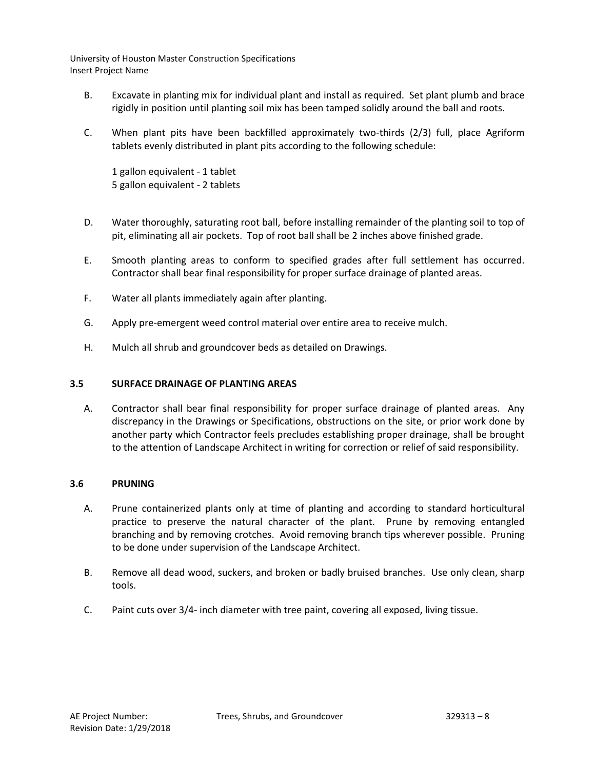B. Excavate in planting mix for individual plant and install as required. Set plant plumb and brace rigidly in position until planting soil mix has been tamped solidly around the ball and roots.

C. When plant pits have been backfilled approximately two-thirds (2/3) full, place Agriform tablets evenly distributed in plant pits according to the following schedule:

 1 gallon equivalent - 1 tablet
 5 gallon equivalent - 2 tablets

D. Water thoroughly, saturating root ball, before installing remainder of the planting soil to top of pit, eliminating all air pockets. Top of root ball shall be 2 inches above finished grade.

E. Smooth planting areas to conform to specified grades after full settlement has occurred. Contractor shall bear final responsibility for proper surface drainage of planted areas.

F. Water all plants immediately again after planting.

G. Apply pre-emergent weed control material over entire area to receive mulch.

H. Mulch all shrub and groundcover beds as detailed on Drawings.

### 3.5 SURFACE DRAINAGE OF PLANTING AREAS

A. Contractor shall bear final responsibility for proper surface drainage of planted areas. Any discrepancy in the Drawings or Specifications, obstructions on the site, or prior work done by another party which Contractor feels precludes establishing proper drainage, shall be brought to the attention of Landscape Architect in writing for correction or relief of said responsibility.

### 3.6 PRUNING

A. Prune containerized plants only at time of planting and according to standard horticultural practice to preserve the natural character of the plant. Prune by removing entangled branching and by removing crotches. Avoid removing branch tips wherever possible. Pruning to be done under supervision of the Landscape Architect.

B. Remove all dead wood, suckers, and broken or badly bruised branches. Use only clean, sharp tools.

C. Paint cuts over 3/4- inch diameter with tree paint, covering all exposed, living tissue.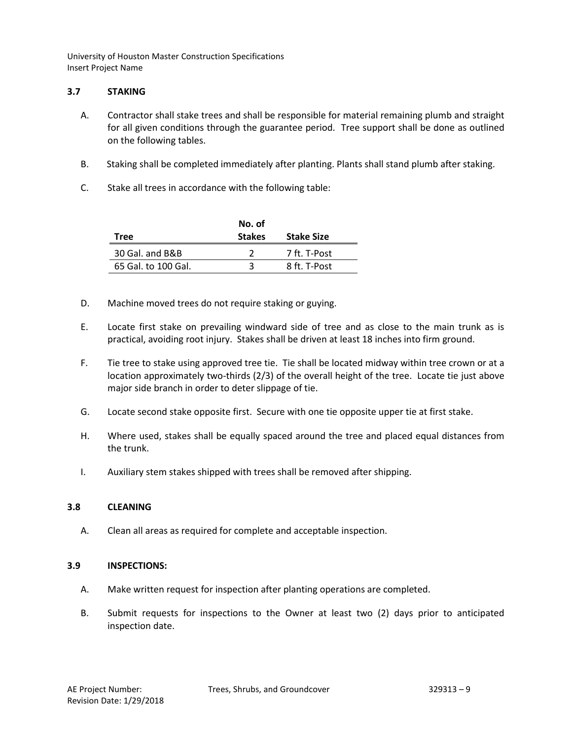### 3.7 STAKING

A. Contractor shall stake trees and shall be responsible for material remaining plumb and straight for all given conditions through the guarantee period. Tree support shall be done as outlined on the following tables.

B. Staking shall be completed immediately after planting. Plants shall stand plumb after staking.

C. Stake all trees in accordance with the following table:

| Tree | No. of Stakes | Stake Size |
|---|---|---|
| 30 Gal. and B&B | 2 | 7 ft. T-Post |
| 65 Gal. to 100 Gal. | 3 | 8 ft. T-Post |

D. Machine moved trees do not require staking or guying.

E. Locate first stake on prevailing windward side of tree and as close to the main trunk as is practical, avoiding root injury. Stakes shall be driven at least 18 inches into firm ground.

F. Tie tree to stake using approved tree tie. Tie shall be located midway within tree crown or at a location approximately two-thirds (2/3) of the overall height of the tree. Locate tie just above major side branch in order to deter slippage of tie.

G. Locate second stake opposite first. Secure with one tie opposite upper tie at first stake.

H. Where used, stakes shall be equally spaced around the tree and placed equal distances from the trunk.

I. Auxiliary stem stakes shipped with trees shall be removed after shipping.

### 3.8 CLEANING

A. Clean all areas as required for complete and acceptable inspection.

### 3.9 INSPECTIONS:

A. Make written request for inspection after planting operations are completed.

B. Submit requests for inspections to the Owner at least two (2) days prior to anticipated inspection date.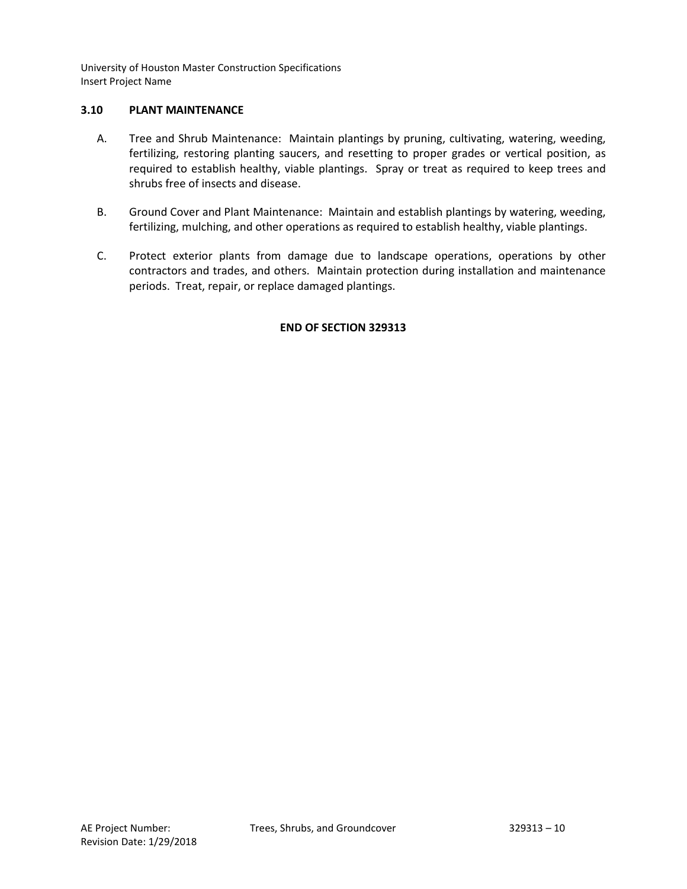### 3.10 PLANT MAINTENANCE

A. Tree and Shrub Maintenance: Maintain plantings by pruning, cultivating, watering, weeding, fertilizing, restoring planting saucers, and resetting to proper grades or vertical position, as required to establish healthy, viable plantings. Spray or treat as required to keep trees and shrubs free of insects and disease.

B. Ground Cover and Plant Maintenance: Maintain and establish plantings by watering, weeding, fertilizing, mulching, and other operations as required to establish healthy, viable plantings.

C. Protect exterior plants from damage due to landscape operations, operations by other contractors and trades, and others. Maintain protection during installation and maintenance periods. Treat, repair, or replace damaged plantings.

**END OF SECTION 329313**